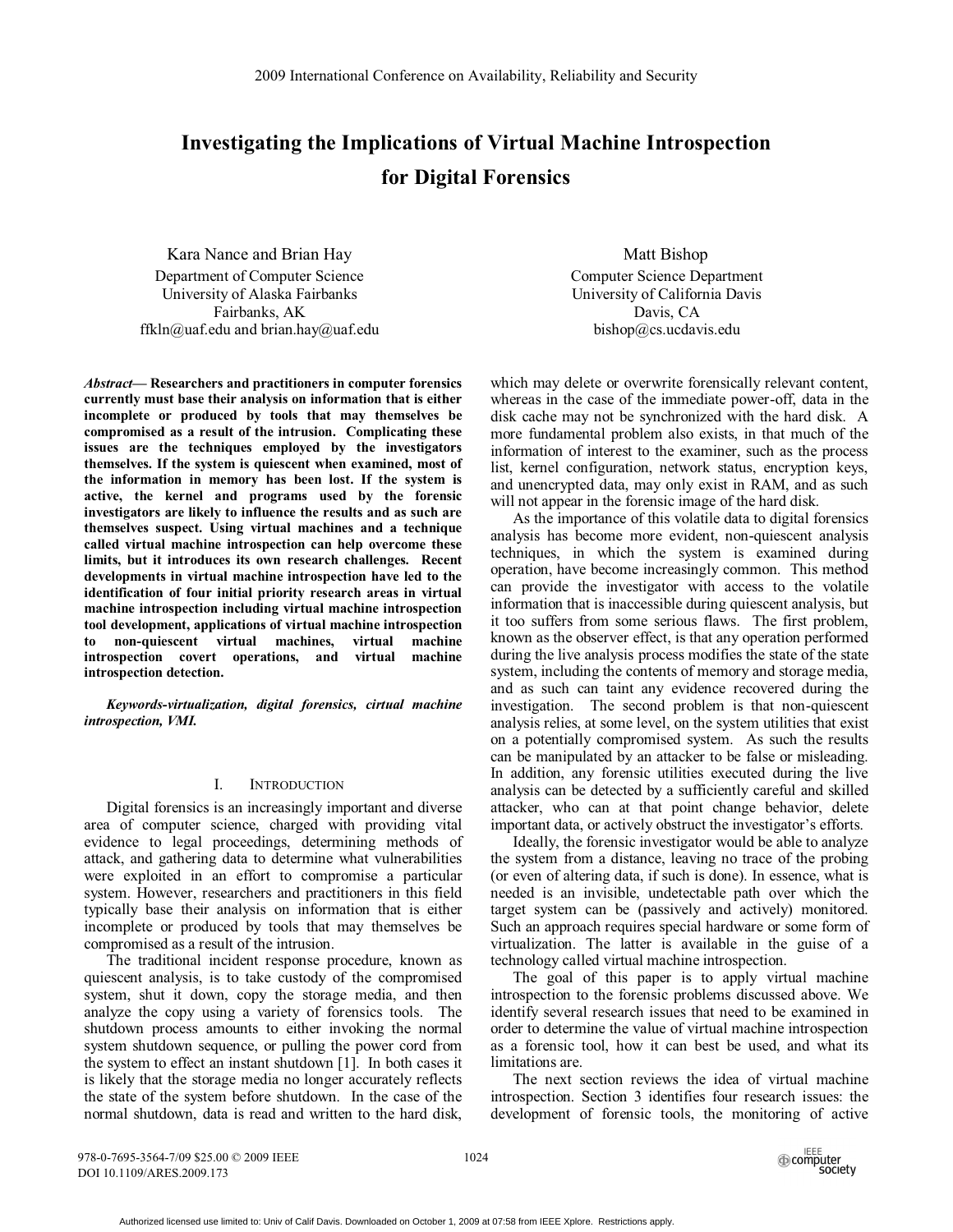# Investigating the Implications of Virtual Machine Introspection for Digital Forensics

Kara Nance and Brian Hay
Department of Computer Science
University of Alaska Fairbanks
Fairbanks, AK
ffkln@uaf.edu and brian.hay@uaf.edu

Matt Bishop
Computer Science Department
University of California Davis
Davis, CA
bishop@cs.ucdavis.edu

***Abstract*— Researchers and practitioners in computer forensics currently must base their analysis on information that is either incomplete or produced by tools that may themselves be compromised as a result of the intrusion. Complicating these issues are the techniques employed by the investigators themselves. If the system is quiescent when examined, most of the information in memory has been lost. If the system is active, the kernel and programs used by the forensic investigators are likely to influence the results and as such are themselves suspect. Using virtual machines and a technique called virtual machine introspection can help overcome these limits, but it introduces its own research challenges. Recent developments in virtual machine introspection have led to the identification of four initial priority research areas in virtual machine introspection including virtual machine introspection tool development, applications of virtual machine introspection to non-quiescent virtual machines, virtual machine introspection covert operations, and virtual machine introspection detection.**

***Keywords-virtualization, digital forensics, cirtual machine introspection, VMI.***

## I. Introduction

Digital forensics is an increasingly important and diverse area of computer science, charged with providing vital evidence to legal proceedings, determining methods of attack, and gathering data to determine what vulnerabilities were exploited in an effort to compromise a particular system. However, researchers and practitioners in this field typically base their analysis on information that is either incomplete or produced by tools that may themselves be compromised as a result of the intrusion.

The traditional incident response procedure, known as quiescent analysis, is to take custody of the compromised system, shut it down, copy the storage media, and then analyze the copy using a variety of forensics tools. The shutdown process amounts to either invoking the normal system shutdown sequence, or pulling the power cord from the system to effect an instant shutdown [1]. In both cases it is likely that the storage media no longer accurately reflects the state of the system before shutdown. In the case of the normal shutdown, data is read and written to the hard disk, which may delete or overwrite forensically relevant content, whereas in the case of the immediate power-off, data in the disk cache may not be synchronized with the hard disk. A more fundamental problem also exists, in that much of the information of interest to the examiner, such as the process list, kernel configuration, network status, encryption keys, and unencrypted data, may only exist in RAM, and as such will not appear in the forensic image of the hard disk.

As the importance of this volatile data to digital forensics analysis has become more evident, non-quiescent analysis techniques, in which the system is examined during operation, have become increasingly common. This method can provide the investigator with access to the volatile information that is inaccessible during quiescent analysis, but it too suffers from some serious flaws. The first problem, known as the observer effect, is that any operation performed during the live analysis process modifies the state of the state system, including the contents of memory and storage media, and as such can taint any evidence recovered during the investigation. The second problem is that non-quiescent analysis relies, at some level, on the system utilities that exist on a potentially compromised system. As such the results can be manipulated by an attacker to be false or misleading. In addition, any forensic utilities executed during the live analysis can be detected by a sufficiently careful and skilled attacker, who can at that point change behavior, delete important data, or actively obstruct the investigator's efforts.

Ideally, the forensic investigator would be able to analyze the system from a distance, leaving no trace of the probing (or even of altering data, if such is done). In essence, what is needed is an invisible, undetectable path over which the target system can be (passively and actively) monitored. Such an approach requires special hardware or some form of virtualization. The latter is available in the guise of a technology called virtual machine introspection.

The goal of this paper is to apply virtual machine introspection to the forensic problems discussed above. We identify several research issues that need to be examined in order to determine the value of virtual machine introspection as a forensic tool, how it can best be used, and what its limitations are.

The next section reviews the idea of virtual machine introspection. Section 3 identifies four research issues: the development of forensic tools, the monitoring of active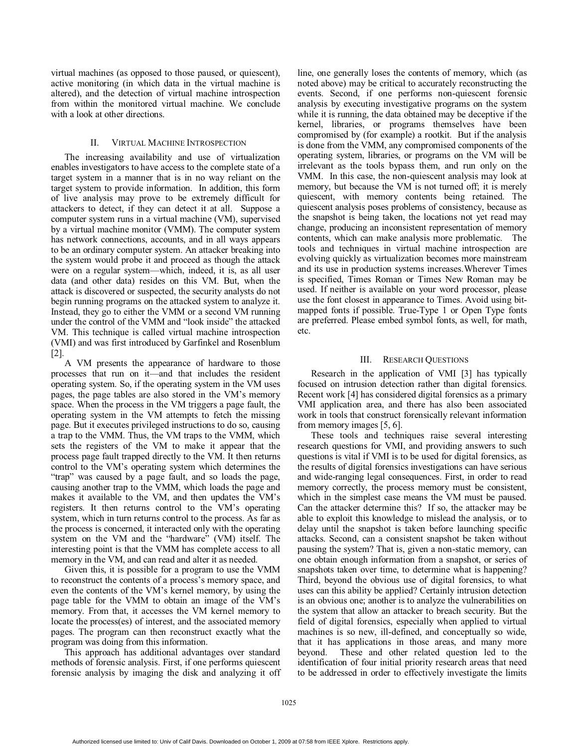virtual machines (as opposed to those paused, or quiescent), active monitoring (in which data in the virtual machine is altered), and the detection of virtual machine introspection from within the monitored virtual machine. We conclude with a look at other directions.

## II. Virtual Machine Introspection

The increasing availability and use of virtualization enables investigators to have access to the complete state of a target system in a manner that is in no way reliant on the target system to provide information. In addition, this form of live analysis may prove to be extremely difficult for attackers to detect, if they can detect it at all. Suppose a computer system runs in a virtual machine (VM), supervised by a virtual machine monitor (VMM). The computer system has network connections, accounts, and in all ways appears to be an ordinary computer system. An attacker breaking into the system would probe it and proceed as though the attack were on a regular system—which, indeed, it is, as all user data (and other data) resides on this VM. But, when the attack is discovered or suspected, the security analysts do not begin running programs on the attacked system to analyze it. Instead, they go to either the VMM or a second VM running under the control of the VMM and "look inside" the attacked VM. This technique is called virtual machine introspection (VMI) and was first introduced by Garfinkel and Rosenblum [2].

A VM presents the appearance of hardware to those processes that run on it—and that includes the resident operating system. So, if the operating system in the VM uses pages, the page tables are also stored in the VM's memory space. When the process in the VM triggers a page fault, the operating system in the VM attempts to fetch the missing page. But it executes privileged instructions to do so, causing a trap to the VMM. Thus, the VM traps to the VMM, which sets the registers of the VM to make it appear that the process page fault trapped directly to the VM. It then returns control to the VM's operating system which determines the "trap" was caused by a page fault, and so loads the page, causing another trap to the VMM, which loads the page and makes it available to the VM, and then updates the VM's registers. It then returns control to the VM's operating system, which in turn returns control to the process. As far as the process is concerned, it interacted only with the operating system on the VM and the "hardware" (VM) itself. The interesting point is that the VMM has complete access to all memory in the VM, and can read and alter it as needed.

Given this, it is possible for a program to use the VMM to reconstruct the contents of a process's memory space, and even the contents of the VM's kernel memory, by using the page table for the VMM to obtain an image of the VM's memory. From that, it accesses the VM kernel memory to locate the process(es) of interest, and the associated memory pages. The program can then reconstruct exactly what the program was doing from this information.

This approach has additional advantages over standard methods of forensic analysis. First, if one performs quiescent forensic analysis by imaging the disk and analyzing it off line, one generally loses the contents of memory, which (as noted above) may be critical to accurately reconstructing the events. Second, if one performs non-quiescent forensic analysis by executing investigative programs on the system while it is running, the data obtained may be deceptive if the kernel, libraries, or programs themselves have been compromised by (for example) a rootkit. But if the analysis is done from the VMM, any compromised components of the operating system, libraries, or programs on the VM will be irrelevant as the tools bypass them, and run only on the VMM. In this case, the non-quiescent analysis may look at memory, but because the VM is not turned off; it is merely quiescent, with memory contents being retained. The quiescent analysis poses problems of consistency, because as the snapshot is being taken, the locations not yet read may change, producing an inconsistent representation of memory contents, which can make analysis more problematic. The tools and techniques in virtual machine introspection are evolving quickly as virtualization becomes more mainstream and its use in production systems increases.Wherever Times is specified, Times Roman or Times New Roman may be used. If neither is available on your word processor, please use the font closest in appearance to Times. Avoid using bit-mapped fonts if possible. True-Type 1 or Open Type fonts are preferred. Please embed symbol fonts, as well, for math, etc.

## III. Research Questions

Research in the application of VMI [3] has typically focused on intrusion detection rather than digital forensics. Recent work [4] has considered digital forensics as a primary VMI application area, and there has also been associated work in tools that construct forensically relevant information from memory images [5, 6].

These tools and techniques raise several interesting research questions for VMI, and providing answers to such questions is vital if VMI is to be used for digital forensics, as the results of digital forensics investigations can have serious and wide-ranging legal consequences. First, in order to read memory correctly, the process memory must be consistent, which in the simplest case means the VM must be paused. Can the attacker determine this? If so, the attacker may be able to exploit this knowledge to mislead the analysis, or to delay until the snapshot is taken before launching specific attacks. Second, can a consistent snapshot be taken without pausing the system? That is, given a non-static memory, can one obtain enough information from a snapshot, or series of snapshots taken over time, to determine what is happening? Third, beyond the obvious use of digital forensics, to what uses can this ability be applied? Certainly intrusion detection is an obvious one; another is to analyze the vulnerabilities on the system that allow an attacker to breach security. But the field of digital forensics, especially when applied to virtual machines is so new, ill-defined, and conceptually so wide, that it has applications in those areas, and many more beyond. These and other related question led to the identification of four initial priority research areas that need to be addressed in order to effectively investigate the limits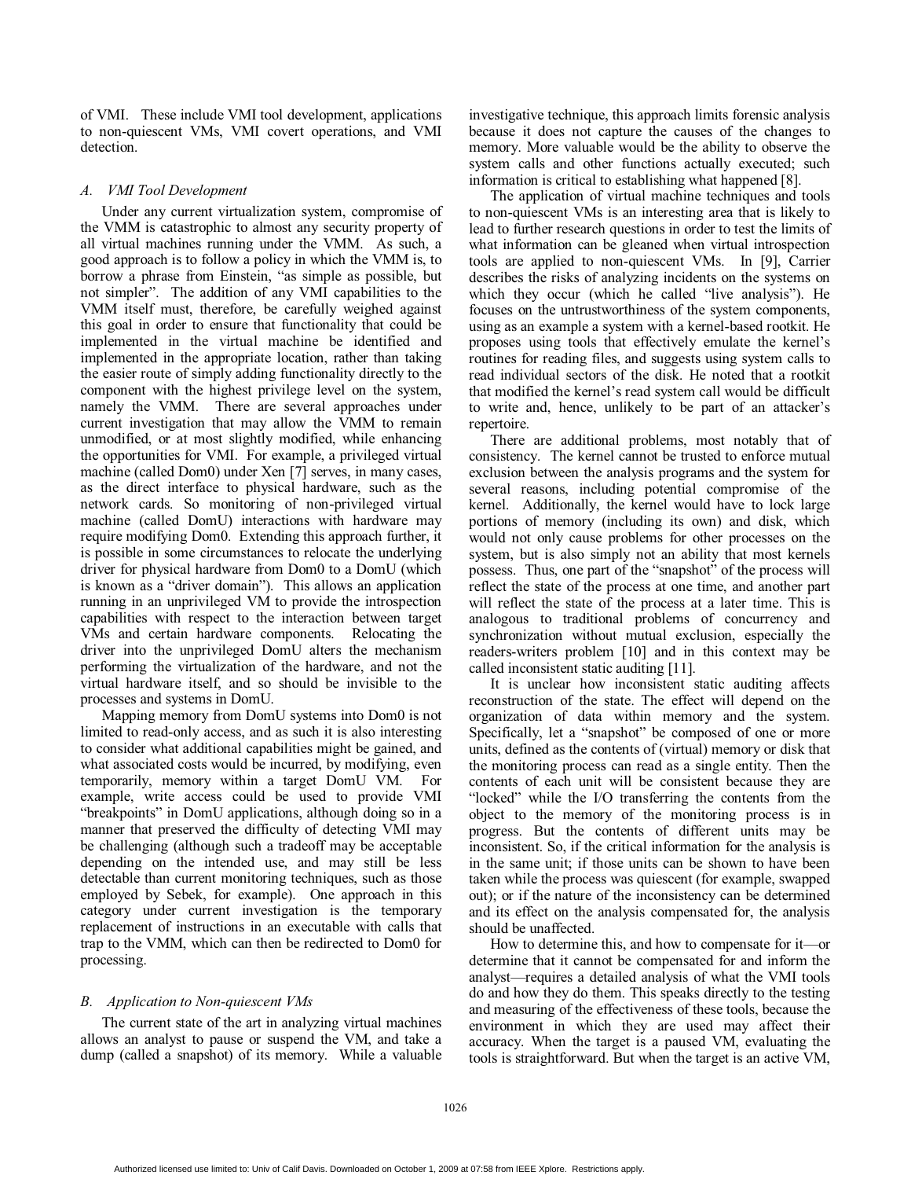of VMI. These include VMI tool development, applications to non-quiescent VMs, VMI covert operations, and VMI detection.

### *A. VMI Tool Development*

Under any current virtualization system, compromise of the VMM is catastrophic to almost any security property of all virtual machines running under the VMM. As such, a good approach is to follow a policy in which the VMM is, to borrow a phrase from Einstein, "as simple as possible, but not simpler". The addition of any VMI capabilities to the VMM itself must, therefore, be carefully weighed against this goal in order to ensure that functionality that could be implemented in the virtual machine be identified and implemented in the appropriate location, rather than taking the easier route of simply adding functionality directly to the component with the highest privilege level on the system, namely the VMM. There are several approaches under current investigation that may allow the VMM to remain unmodified, or at most slightly modified, while enhancing the opportunities for VMI. For example, a privileged virtual machine (called Dom0) under Xen [7] serves, in many cases, as the direct interface to physical hardware, such as the network cards. So monitoring of non-privileged virtual machine (called DomU) interactions with hardware may require modifying Dom0. Extending this approach further, it is possible in some circumstances to relocate the underlying driver for physical hardware from Dom0 to a DomU (which is known as a "driver domain"). This allows an application running in an unprivileged VM to provide the introspection capabilities with respect to the interaction between target VMs and certain hardware components. Relocating the driver into the unprivileged DomU alters the mechanism performing the virtualization of the hardware, and not the virtual hardware itself, and so should be invisible to the processes and systems in DomU.

Mapping memory from DomU systems into Dom0 is not limited to read-only access, and as such it is also interesting to consider what additional capabilities might be gained, and what associated costs would be incurred, by modifying, even temporarily, memory within a target DomU VM. For example, write access could be used to provide VMI "breakpoints" in DomU applications, although doing so in a manner that preserved the difficulty of detecting VMI may be challenging (although such a tradeoff may be acceptable depending on the intended use, and may still be less detectable than current monitoring techniques, such as those employed by Sebek, for example). One approach in this category under current investigation is the temporary replacement of instructions in an executable with calls that trap to the VMM, which can then be redirected to Dom0 for processing.

### *B. Application to Non-quiescent VMs*

The current state of the art in analyzing virtual machines allows an analyst to pause or suspend the VM, and take a dump (called a snapshot) of its memory. While a valuable investigative technique, this approach limits forensic analysis because it does not capture the causes of the changes to memory. More valuable would be the ability to observe the system calls and other functions actually executed; such information is critical to establishing what happened [8].

The application of virtual machine techniques and tools to non-quiescent VMs is an interesting area that is likely to lead to further research questions in order to test the limits of what information can be gleaned when virtual introspection tools are applied to non-quiescent VMs. In [9], Carrier describes the risks of analyzing incidents on the systems on which they occur (which he called "live analysis"). He focuses on the untrustworthiness of the system components, using as an example a system with a kernel-based rootkit. He proposes using tools that effectively emulate the kernel's routines for reading files, and suggests using system calls to read individual sectors of the disk. He noted that a rootkit that modified the kernel's read system call would be difficult to write and, hence, unlikely to be part of an attacker's repertoire.

There are additional problems, most notably that of consistency. The kernel cannot be trusted to enforce mutual exclusion between the analysis programs and the system for several reasons, including potential compromise of the kernel. Additionally, the kernel would have to lock large portions of memory (including its own) and disk, which would not only cause problems for other processes on the system, but is also simply not an ability that most kernels possess. Thus, one part of the "snapshot" of the process will reflect the state of the process at one time, and another part will reflect the state of the process at a later time. This is analogous to traditional problems of concurrency and synchronization without mutual exclusion, especially the readers-writers problem [10] and in this context may be called inconsistent static auditing [11].

It is unclear how inconsistent static auditing affects reconstruction of the state. The effect will depend on the organization of data within memory and the system. Specifically, let a "snapshot" be composed of one or more units, defined as the contents of (virtual) memory or disk that the monitoring process can read as a single entity. Then the contents of each unit will be consistent because they are "locked" while the I/O transferring the contents from the object to the memory of the monitoring process is in progress. But the contents of different units may be inconsistent. So, if the critical information for the analysis is in the same unit; if those units can be shown to have been taken while the process was quiescent (for example, swapped out); or if the nature of the inconsistency can be determined and its effect on the analysis compensated for, the analysis should be unaffected.

How to determine this, and how to compensate for it—or determine that it cannot be compensated for and inform the analyst—requires a detailed analysis of what the VMI tools do and how they do them. This speaks directly to the testing and measuring of the effectiveness of these tools, because the environment in which they are used may affect their accuracy. When the target is a paused VM, evaluating the tools is straightforward. But when the target is an active VM,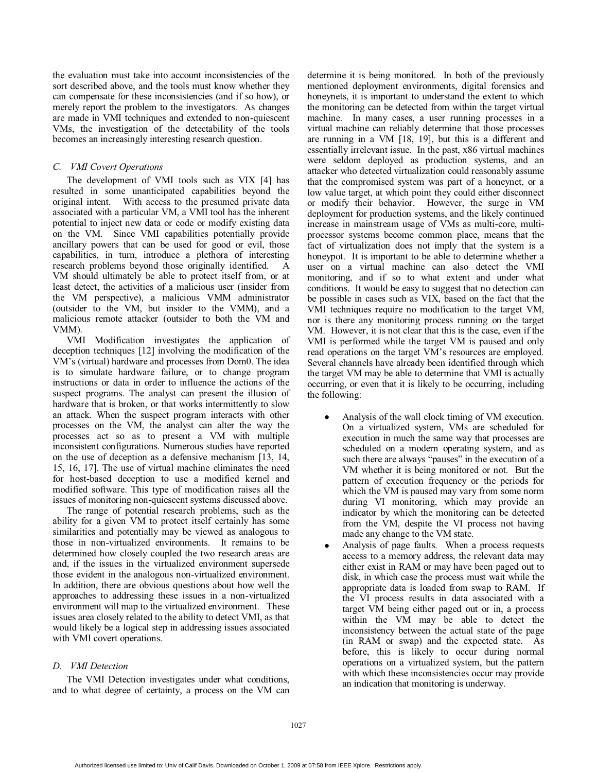the evaluation must take into account inconsistencies of the sort described above, and the tools must know whether they can compensate for these inconsistencies (and if so how), or merely report the problem to the investigators. As changes are made in VMI techniques and extended to non-quiescent VMs, the investigation of the detectability of the tools becomes an increasingly interesting research question.

### C. VMI Covert Operations

The development of VMI tools such as VIX [4] has resulted in some unanticipated capabilities beyond the original intent. With access to the presumed private data associated with a particular VM, a VMI tool has the inherent potential to inject new data or code or modify existing data on the VM. Since VMI capabilities potentially provide ancillary powers that can be used for good or evil, those capabilities, in turn, introduce a plethora of interesting research problems beyond those originally identified. A VM should ultimately be able to protect itself from, or at least detect, the activities of a malicious user (insider from the VM perspective), a malicious VMM administrator (outsider to the VM, but insider to the VMM), and a malicious remote attacker (outsider to both the VM and VMM).

VMI Modification investigates the application of deception techniques [12] involving the modification of the VM's (virtual) hardware and processes from Dom0. The idea is to simulate hardware failure, or to change program instructions or data in order to influence the actions of the suspect programs. The analyst can present the illusion of hardware that is broken, or that works intermittently to slow an attack. When the suspect program interacts with other processes on the VM, the analyst can alter the way the processes act so as to present a VM with multiple inconsistent configurations. Numerous studies have reported on the use of deception as a defensive mechanism [13, 14, 15, 16, 17]. The use of virtual machine eliminates the need for host-based deception to use a modified kernel and modified software. This type of modification raises all the issues of monitoring non-quiescent systems discussed above.

The range of potential research problems, such as the ability for a given VM to protect itself certainly has some similarities and potentially may be viewed as analogous to those in non-virtualized environments. It remains to be determined how closely coupled the two research areas are and, if the issues in the virtualized environment supersede those evident in the analogous non-virtualized environment. In addition, there are obvious questions about how well the approaches to addressing these issues in a non-virtualized environment will map to the virtualized environment. These issues area closely related to the ability to detect VMI, as that would likely be a logical step in addressing issues associated with VMI covert operations.

### D. VMI Detection

The VMI Detection investigates under what conditions, and to what degree of certainty, a process on the VM can determine it is being monitored. In both of the previously mentioned deployment environments, digital forensics and honeynets, it is important to understand the extent to which the monitoring can be detected from within the target virtual machine. In many cases, a user running processes in a virtual machine can reliably determine that those processes are running in a VM [18, 19], but this is a different and essentially irrelevant issue. In the past, x86 virtual machines were seldom deployed as production systems, and an attacker who detected virtualization could reasonably assume that the compromised system was part of a honeynet, or a low value target, at which point they could either disconnect or modify their behavior. However, the surge in VM deployment for production systems, and the likely continued increase in mainstream usage of VMs as multi-core, multi-processor systems become common place, means that the fact of virtualization does not imply that the system is a honeypot. It is important to be able to determine whether a user on a virtual machine can also detect the VMI monitoring, and if so to what extent and under what conditions. It would be easy to suggest that no detection can be possible in cases such as VIX, based on the fact that the VMI techniques require no modification to the target VM, nor is there any monitoring process running on the target VM. However, it is not clear that this is the case, even if the VMI is performed while the target VM is paused and only read operations on the target VM's resources are employed. Several channels have already been identified through which the target VM may be able to determine that VMI is actually occurring, or even that it is likely to be occurring, including the following:

- Analysis of the wall clock timing of VM execution. On a virtualized system, VMs are scheduled for execution in much the same way that processes are scheduled on a modern operating system, and as such there are always "pauses" in the execution of a VM whether it is being monitored or not. But the pattern of execution frequency or the periods for which the VM is paused may vary from some norm during VI monitoring, which may provide an indicator by which the monitoring can be detected from the VM, despite the VI process not having made any change to the VM state.
- Analysis of page faults. When a process requests access to a memory address, the relevant data may either exist in RAM or may have been paged out to disk, in which case the process must wait while the appropriate data is loaded from swap to RAM. If the VI process results in data associated with a target VM being either paged out or in, a process within the VM may be able to detect the inconsistency between the actual state of the page (in RAM or swap) and the expected state. As before, this is likely to occur during normal operations on a virtualized system, but the pattern with which these inconsistencies occur may provide an indication that monitoring is underway.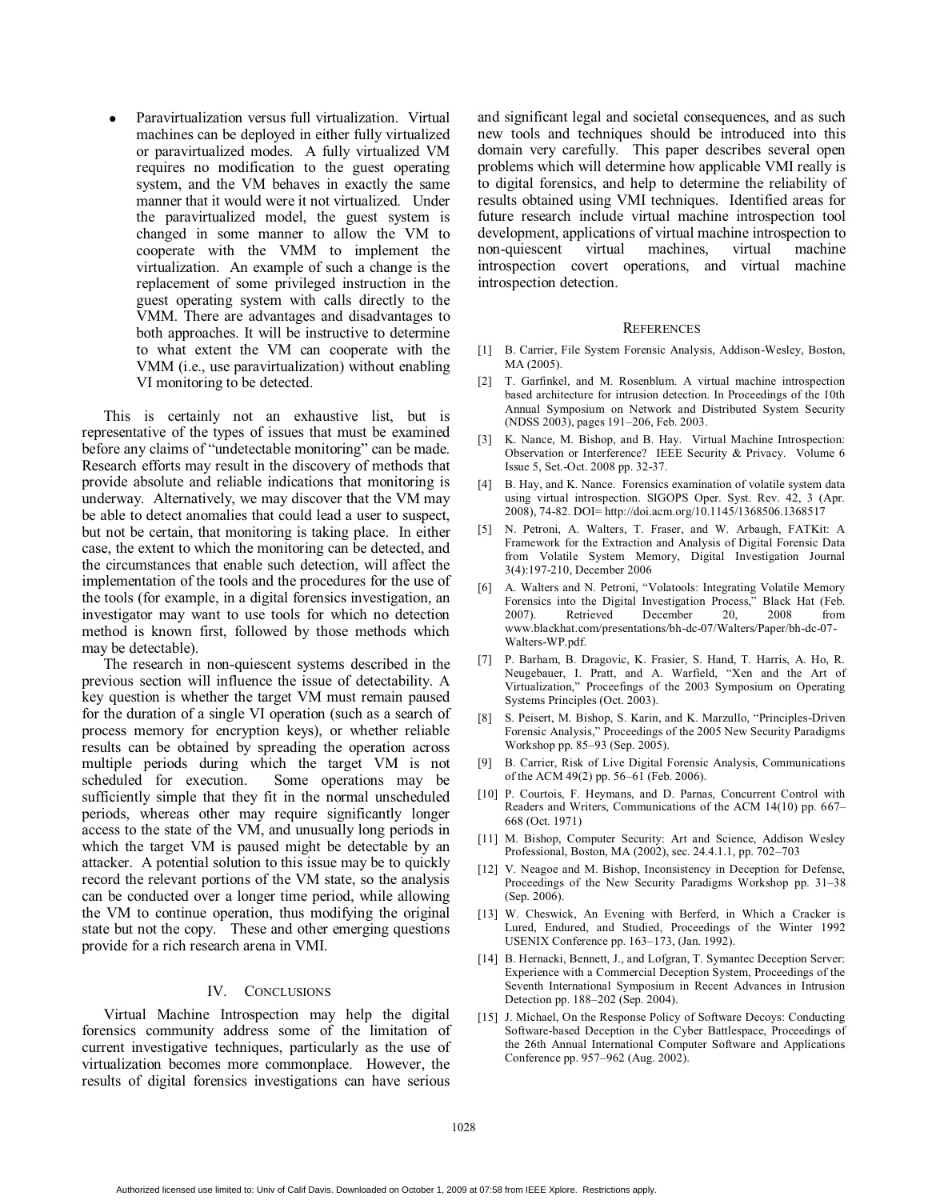- Paravirtualization versus full virtualization. Virtual machines can be deployed in either fully virtualized or paravirtualized modes. A fully virtualized VM requires no modification to the guest operating system, and the VM behaves in exactly the same manner that it would were it not virtualized. Under the paravirtualized model, the guest system is changed in some manner to allow the VM to cooperate with the VMM to implement the virtualization. An example of such a change is the replacement of some privileged instruction in the guest operating system with calls directly to the VMM. There are advantages and disadvantages to both approaches. It will be instructive to determine to what extent the VM can cooperate with the VMM (i.e., use paravirtualization) without enabling VI monitoring to be detected.

This is certainly not an exhaustive list, but is representative of the types of issues that must be examined before any claims of "undetectable monitoring" can be made. Research efforts may result in the discovery of methods that provide absolute and reliable indications that monitoring is underway. Alternatively, we may discover that the VM may be able to detect anomalies that could lead a user to suspect, but not be certain, that monitoring is taking place. In either case, the extent to which the monitoring can be detected, and the circumstances that enable such detection, will affect the implementation of the tools and the procedures for the use of the tools (for example, in a digital forensics investigation, an investigator may want to use tools for which no detection method is known first, followed by those methods which may be detectable).

The research in non-quiescent systems described in the previous section will influence the issue of detectability. A key question is whether the target VM must remain paused for the duration of a single VI operation (such as a search of process memory for encryption keys), or whether reliable results can be obtained by spreading the operation across multiple periods during which the target VM is not scheduled for execution. Some operations may be sufficiently simple that they fit in the normal unscheduled periods, whereas other may require significantly longer access to the state of the VM, and unusually long periods in which the target VM is paused might be detectable by an attacker. A potential solution to this issue may be to quickly record the relevant portions of the VM state, so the analysis can be conducted over a longer time period, while allowing the VM to continue operation, thus modifying the original state but not the copy. These and other emerging questions provide for a rich research arena in VMI.

## IV. Conclusions

Virtual Machine Introspection may help the digital forensics community address some of the limitation of current investigative techniques, particularly as the use of virtualization becomes more commonplace. However, the results of digital forensics investigations can have serious and significant legal and societal consequences, and as such new tools and techniques should be introduced into this domain very carefully. This paper describes several open problems which will determine how applicable VMI really is to digital forensics, and help to determine the reliability of results obtained using VMI techniques. Identified areas for future research include virtual machine introspection tool development, applications of virtual machine introspection to non-quiescent virtual machines, virtual machine introspection covert operations, and virtual machine introspection detection.

## References

[1] B. Carrier, File System Forensic Analysis, Addison-Wesley, Boston, MA (2005).

[2] T. Garfinkel, and M. Rosenblum. A virtual machine introspection based architecture for intrusion detection. In Proceedings of the 10th Annual Symposium on Network and Distributed System Security (NDSS 2003), pages 191–206, Feb. 2003.

[3] K. Nance, M. Bishop, and B. Hay. Virtual Machine Introspection: Observation or Interference? IEEE Security & Privacy. Volume 6 Issue 5, Set.-Oct. 2008 pp. 32-37.

[4] B. Hay, and K. Nance. Forensics examination of volatile system data using virtual introspection. SIGOPS Oper. Syst. Rev. 42, 3 (Apr. 2008), 74-82. DOI= http://doi.acm.org/10.1145/1368506.1368517

[5] N. Petroni, A. Walters, T. Fraser, and W. Arbaugh, FATKit: A Framework for the Extraction and Analysis of Digital Forensic Data from Volatile System Memory, Digital Investigation Journal 3(4):197-210, December 2006

[6] A. Walters and N. Petroni, "Volatools: Integrating Volatile Memory Forensics into the Digital Investigation Process," Black Hat (Feb. 2007). Retrieved December 20, 2008 from www.blackhat.com/presentations/bh-dc-07/Walters/Paper/bh-dc-07-Walters-WP.pdf.

[7] P. Barham, B. Dragovic, K. Frasier, S. Hand, T. Harris, A. Ho, R. Neugebauer, I. Pratt, and A. Warfield, "Xen and the Art of Virtualization," Proceefings of the 2003 Symposium on Operating Systems Principles (Oct. 2003).

[8] S. Peisert, M. Bishop, S. Karin, and K. Marzullo, "Principles-Driven Forensic Analysis," Proceedings of the 2005 New Security Paradigms Workshop pp. 85–93 (Sep. 2005).

[9] B. Carrier, Risk of Live Digital Forensic Analysis, Communications of the ACM 49(2) pp. 56–61 (Feb. 2006).

[10] P. Courtois, F. Heymans, and D. Parnas, Concurrent Control with Readers and Writers, Communications of the ACM 14(10) pp. 667–668 (Oct. 1971)

[11] M. Bishop, Computer Security: Art and Science, Addison Wesley Professional, Boston, MA (2002), sec. 24.4.1.1, pp. 702–703

[12] V. Neagoe and M. Bishop, Inconsistency in Deception for Defense, Proceedings of the New Security Paradigms Workshop pp. 31–38 (Sep. 2006).

[13] W. Cheswick, An Evening with Berferd, in Which a Cracker is Lured, Endured, and Studied, Proceedings of the Winter 1992 USENIX Conference pp. 163–173, (Jan. 1992).

[14] B. Hernacki, Bennett, J., and Lofgran, T. Symantec Deception Server: Experience with a Commercial Deception System, Proceedings of the Seventh International Symposium in Recent Advances in Intrusion Detection pp. 188–202 (Sep. 2004).

[15] J. Michael, On the Response Policy of Software Decoys: Conducting Software-based Deception in the Cyber Battlespace, Proceedings of the 26th Annual International Computer Software and Applications Conference pp. 957–962 (Aug. 2002).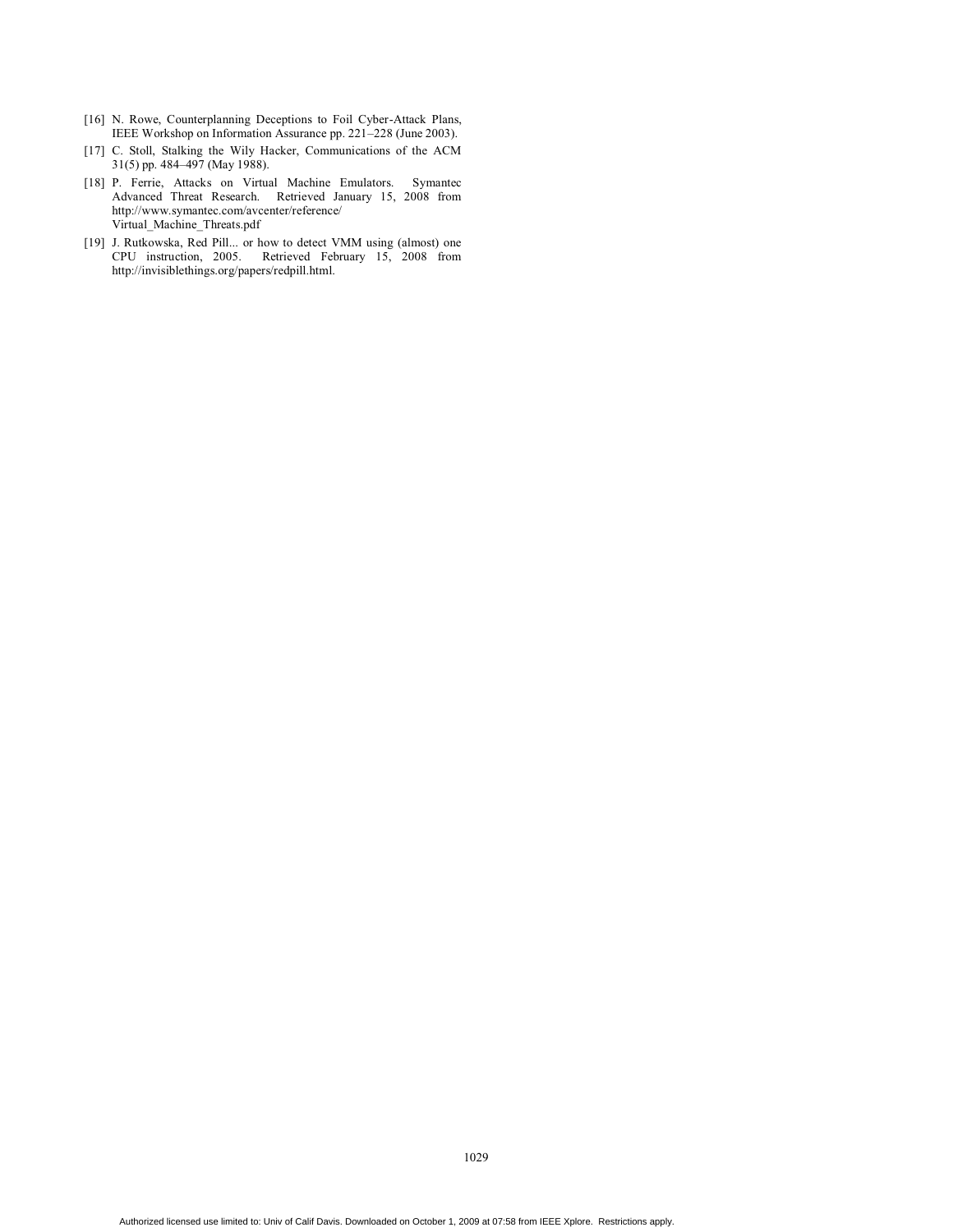[16] N. Rowe, Counterplanning Deceptions to Foil Cyber-Attack Plans, IEEE Workshop on Information Assurance pp. 221–228 (June 2003).

[17] C. Stoll, Stalking the Wily Hacker, Communications of the ACM 31(5) pp. 484–497 (May 1988).

[18] P. Ferrie, Attacks on Virtual Machine Emulators. Symantec Advanced Threat Research. Retrieved January 15, 2008 from http://www.symantec.com/avcenter/reference/Virtual_Machine_Threats.pdf

[19] J. Rutkowska, Red Pill... or how to detect VMM using (almost) one CPU instruction, 2005. Retrieved February 15, 2008 from http://invisiblethings.org/papers/redpill.html.